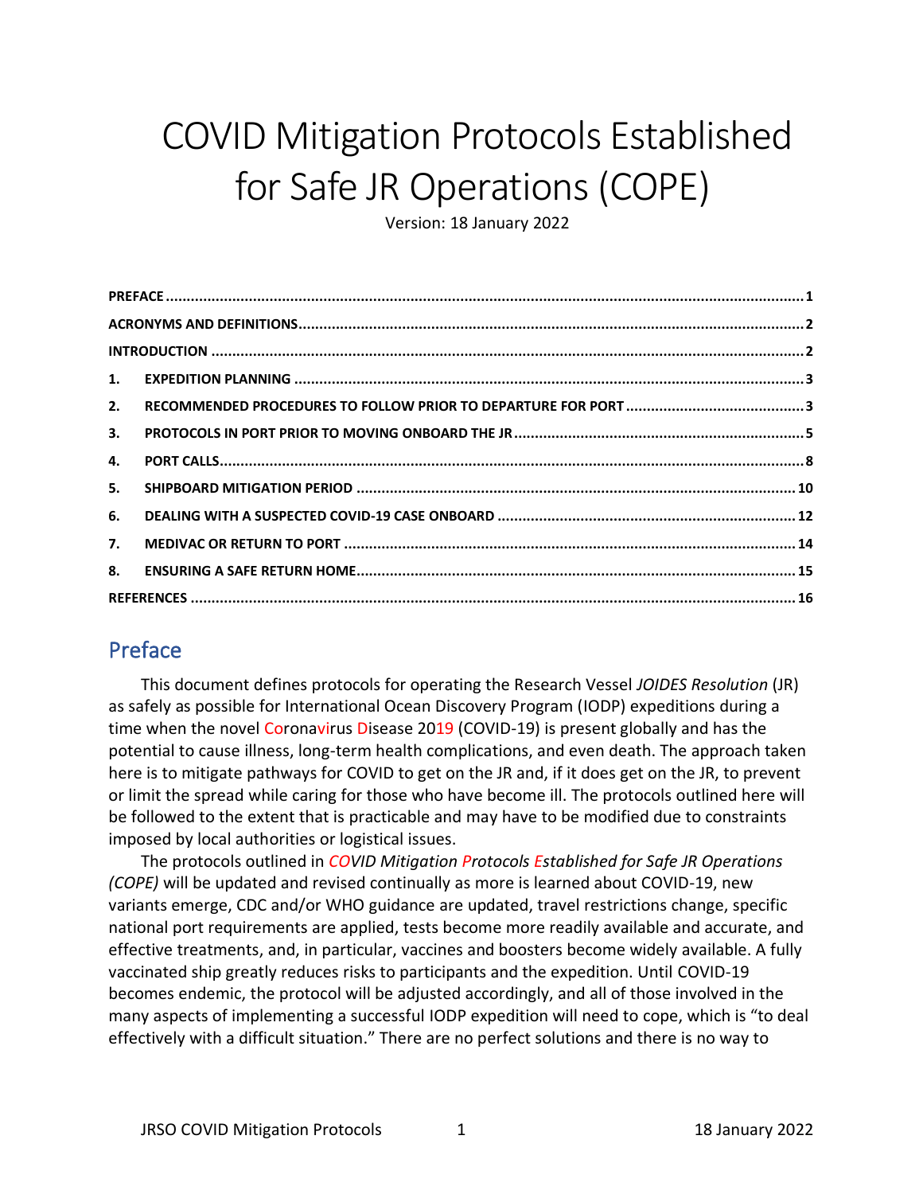# COVID Mitigation Protocols Established for Safe JR Operations (COPE)

Version: 18 January 2022

**PREFACE** ........................................................................ **1**
**ACRONYMS AND DEFINITIONS** ........................................................................ **2**
**INTRODUCTION** ........................................................................ **2**
**1. EXPEDITION PLANNING** ........................................................................ **3**
**2. RECOMMENDED PROCEDURES TO FOLLOW PRIOR TO DEPARTURE FOR PORT** ........................................................................ **3**
**3. PROTOCOLS IN PORT PRIOR TO MOVING ONBOARD THE JR** ........................................................................ **5**
**4. PORT CALLS** ........................................................................ **8**
**5. SHIPBOARD MITIGATION PERIOD** ........................................................................ **10**
**6. DEALING WITH A SUSPECTED COVID-19 CASE ONBOARD** ........................................................................ **12**
**7. MEDIVAC OR RETURN TO PORT** ........................................................................ **14**
**8. ENSURING A SAFE RETURN HOME** ........................................................................ **15**
**REFERENCES** ........................................................................ **16**

## Preface

This document defines protocols for operating the Research Vessel *JOIDES Resolution* (JR) as safely as possible for International Ocean Discovery Program (IODP) expeditions during a time when the novel Coronavirus Disease 2019 (COVID-19) is present globally and has the potential to cause illness, long-term health complications, and even death. The approach taken here is to mitigate pathways for COVID to get on the JR and, if it does get on the JR, to prevent or limit the spread while caring for those who have become ill. The protocols outlined here will be followed to the extent that is practicable and may have to be modified due to constraints imposed by local authorities or logistical issues.

The protocols outlined in *COVID Mitigation Protocols Established for Safe JR Operations (COPE)* will be updated and revised continually as more is learned about COVID-19, new variants emerge, CDC and/or WHO guidance are updated, travel restrictions change, specific national port requirements are applied, tests become more readily available and accurate, and effective treatments, and, in particular, vaccines and boosters become widely available. A fully vaccinated ship greatly reduces risks to participants and the expedition. Until COVID-19 becomes endemic, the protocol will be adjusted accordingly, and all of those involved in the many aspects of implementing a successful IODP expedition will need to cope, which is "to deal effectively with a difficult situation." There are no perfect solutions and there is no way to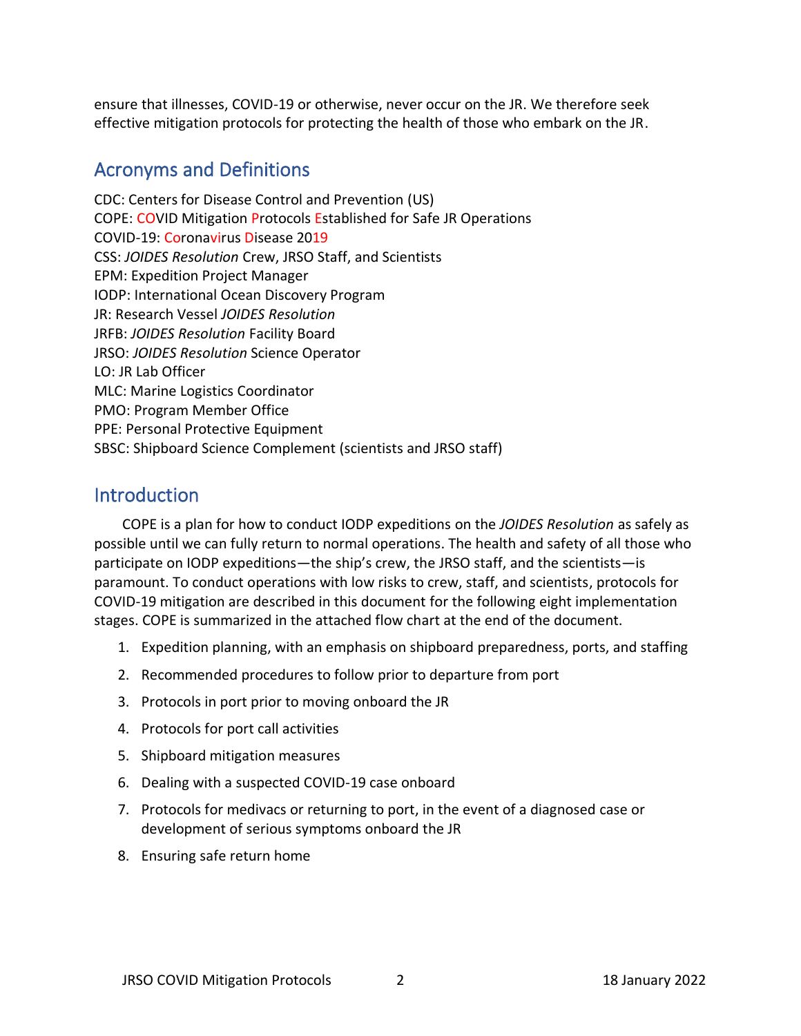ensure that illnesses, COVID-19 or otherwise, never occur on the JR. We therefore seek effective mitigation protocols for protecting the health of those who embark on the JR.

## Acronyms and Definitions

CDC: Centers for Disease Control and Prevention (US)
COPE: COVID Mitigation Protocols Established for Safe JR Operations
COVID-19: Coronavirus Disease 2019
CSS: *JOIDES Resolution* Crew, JRSO Staff, and Scientists
EPM: Expedition Project Manager
IODP: International Ocean Discovery Program
JR: Research Vessel *JOIDES Resolution*
JRFB: *JOIDES Resolution* Facility Board
JRSO: *JOIDES Resolution* Science Operator
LO: JR Lab Officer
MLC: Marine Logistics Coordinator
PMO: Program Member Office
PPE: Personal Protective Equipment
SBSC: Shipboard Science Complement (scientists and JRSO staff)

## Introduction

COPE is a plan for how to conduct IODP expeditions on the *JOIDES Resolution* as safely as possible until we can fully return to normal operations. The health and safety of all those who participate on IODP expeditions—the ship's crew, the JRSO staff, and the scientists—is paramount. To conduct operations with low risks to crew, staff, and scientists, protocols for COVID-19 mitigation are described in this document for the following eight implementation stages. COPE is summarized in the attached flow chart at the end of the document.

1. Expedition planning, with an emphasis on shipboard preparedness, ports, and staffing
2. Recommended procedures to follow prior to departure from port
3. Protocols in port prior to moving onboard the JR
4. Protocols for port call activities
5. Shipboard mitigation measures
6. Dealing with a suspected COVID-19 case onboard
7. Protocols for medivacs or returning to port, in the event of a diagnosed case or development of serious symptoms onboard the JR
8. Ensuring safe return home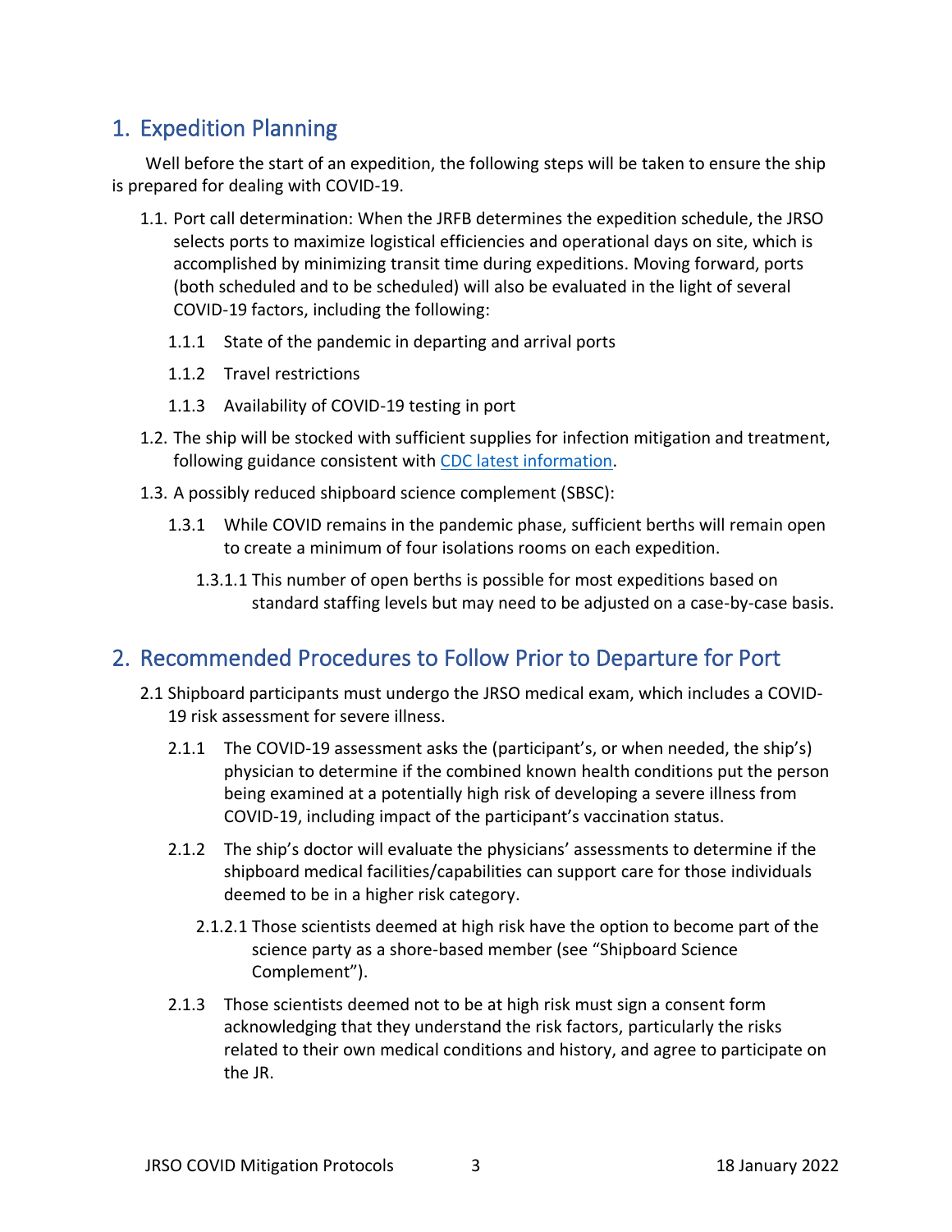## 1. Expedition Planning

Well before the start of an expedition, the following steps will be taken to ensure the ship is prepared for dealing with COVID-19.

1.1. Port call determination: When the JRFB determines the expedition schedule, the JRSO selects ports to maximize logistical efficiencies and operational days on site, which is accomplished by minimizing transit time during expeditions. Moving forward, ports (both scheduled and to be scheduled) will also be evaluated in the light of several COVID-19 factors, including the following:

- 1.1.1 State of the pandemic in departing and arrival ports
- 1.1.2 Travel restrictions
- 1.1.3 Availability of COVID-19 testing in port

1.2. The ship will be stocked with sufficient supplies for infection mitigation and treatment, following guidance consistent with CDC latest information.

1.3. A possibly reduced shipboard science complement (SBSC):

- 1.3.1 While COVID remains in the pandemic phase, sufficient berths will remain open to create a minimum of four isolations rooms on each expedition.
  - 1.3.1.1 This number of open berths is possible for most expeditions based on standard staffing levels but may need to be adjusted on a case-by-case basis.

## 2. Recommended Procedures to Follow Prior to Departure for Port

2.1 Shipboard participants must undergo the JRSO medical exam, which includes a COVID-19 risk assessment for severe illness.

- 2.1.1 The COVID-19 assessment asks the (participant's, or when needed, the ship's) physician to determine if the combined known health conditions put the person being examined at a potentially high risk of developing a severe illness from COVID-19, including impact of the participant's vaccination status.
- 2.1.2 The ship's doctor will evaluate the physicians' assessments to determine if the shipboard medical facilities/capabilities can support care for those individuals deemed to be in a higher risk category.
  - 2.1.2.1 Those scientists deemed at high risk have the option to become part of the science party as a shore-based member (see "Shipboard Science Complement").
- 2.1.3 Those scientists deemed not to be at high risk must sign a consent form acknowledging that they understand the risk factors, particularly the risks related to their own medical conditions and history, and agree to participate on the JR.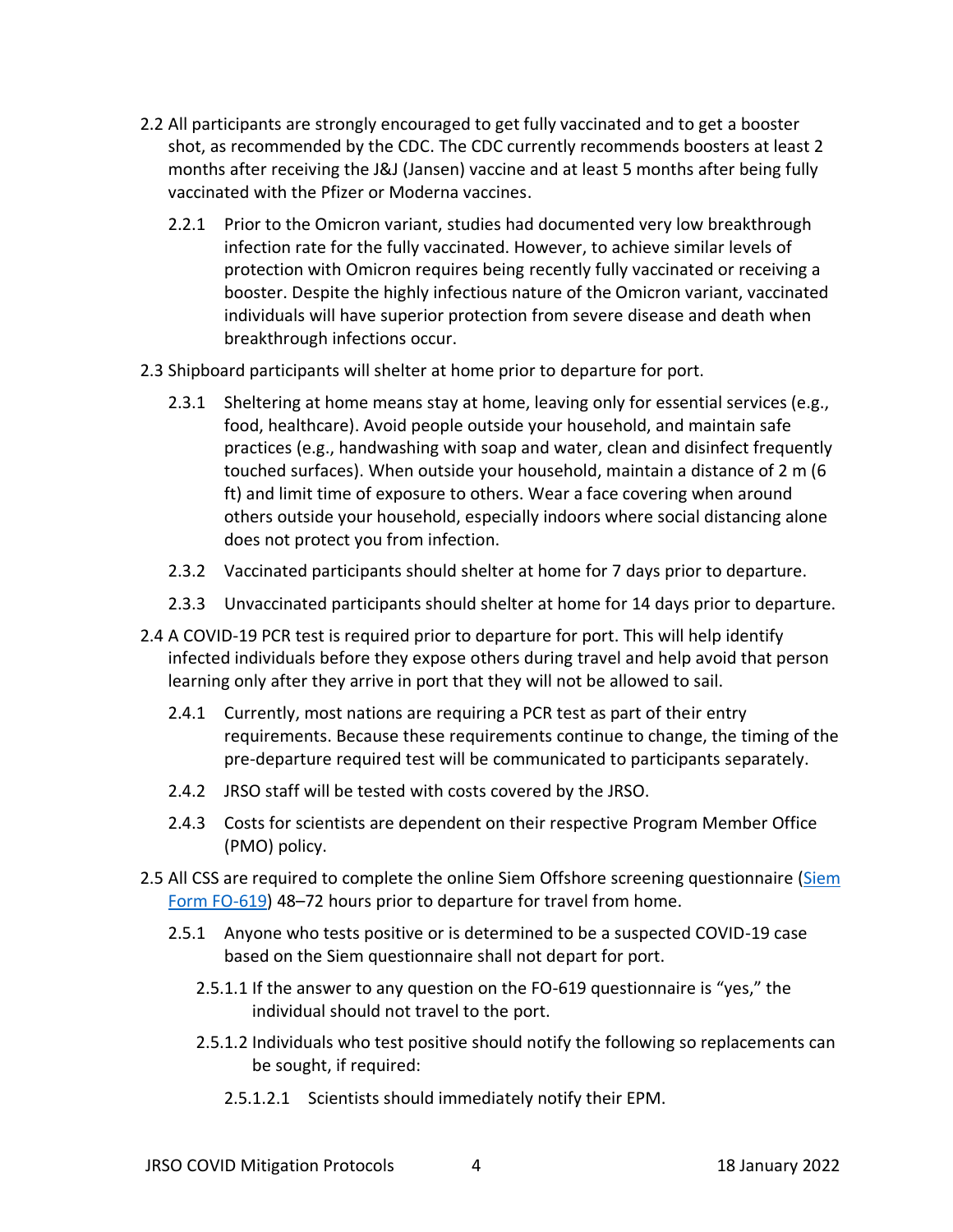2.2 All participants are strongly encouraged to get fully vaccinated and to get a booster shot, as recommended by the CDC. The CDC currently recommends boosters at least 2 months after receiving the J&J (Jansen) vaccine and at least 5 months after being fully vaccinated with the Pfizer or Moderna vaccines.

2.2.1 Prior to the Omicron variant, studies had documented very low breakthrough infection rate for the fully vaccinated. However, to achieve similar levels of protection with Omicron requires being recently fully vaccinated or receiving a booster. Despite the highly infectious nature of the Omicron variant, vaccinated individuals will have superior protection from severe disease and death when breakthrough infections occur.

2.3 Shipboard participants will shelter at home prior to departure for port.

2.3.1 Sheltering at home means stay at home, leaving only for essential services (e.g., food, healthcare). Avoid people outside your household, and maintain safe practices (e.g., handwashing with soap and water, clean and disinfect frequently touched surfaces). When outside your household, maintain a distance of 2 m (6 ft) and limit time of exposure to others. Wear a face covering when around others outside your household, especially indoors where social distancing alone does not protect you from infection.

2.3.2 Vaccinated participants should shelter at home for 7 days prior to departure.

2.3.3 Unvaccinated participants should shelter at home for 14 days prior to departure.

2.4 A COVID-19 PCR test is required prior to departure for port. This will help identify infected individuals before they expose others during travel and help avoid that person learning only after they arrive in port that they will not be allowed to sail.

2.4.1 Currently, most nations are requiring a PCR test as part of their entry requirements. Because these requirements continue to change, the timing of the pre-departure required test will be communicated to participants separately.

2.4.2 JRSO staff will be tested with costs covered by the JRSO.

2.4.3 Costs for scientists are dependent on their respective Program Member Office (PMO) policy.

2.5 All CSS are required to complete the online Siem Offshore screening questionnaire (Siem Form FO-619) 48–72 hours prior to departure for travel from home.

2.5.1 Anyone who tests positive or is determined to be a suspected COVID-19 case based on the Siem questionnaire shall not depart for port.

2.5.1.1 If the answer to any question on the FO-619 questionnaire is "yes," the individual should not travel to the port.

2.5.1.2 Individuals who test positive should notify the following so replacements can be sought, if required:

2.5.1.2.1 Scientists should immediately notify their EPM.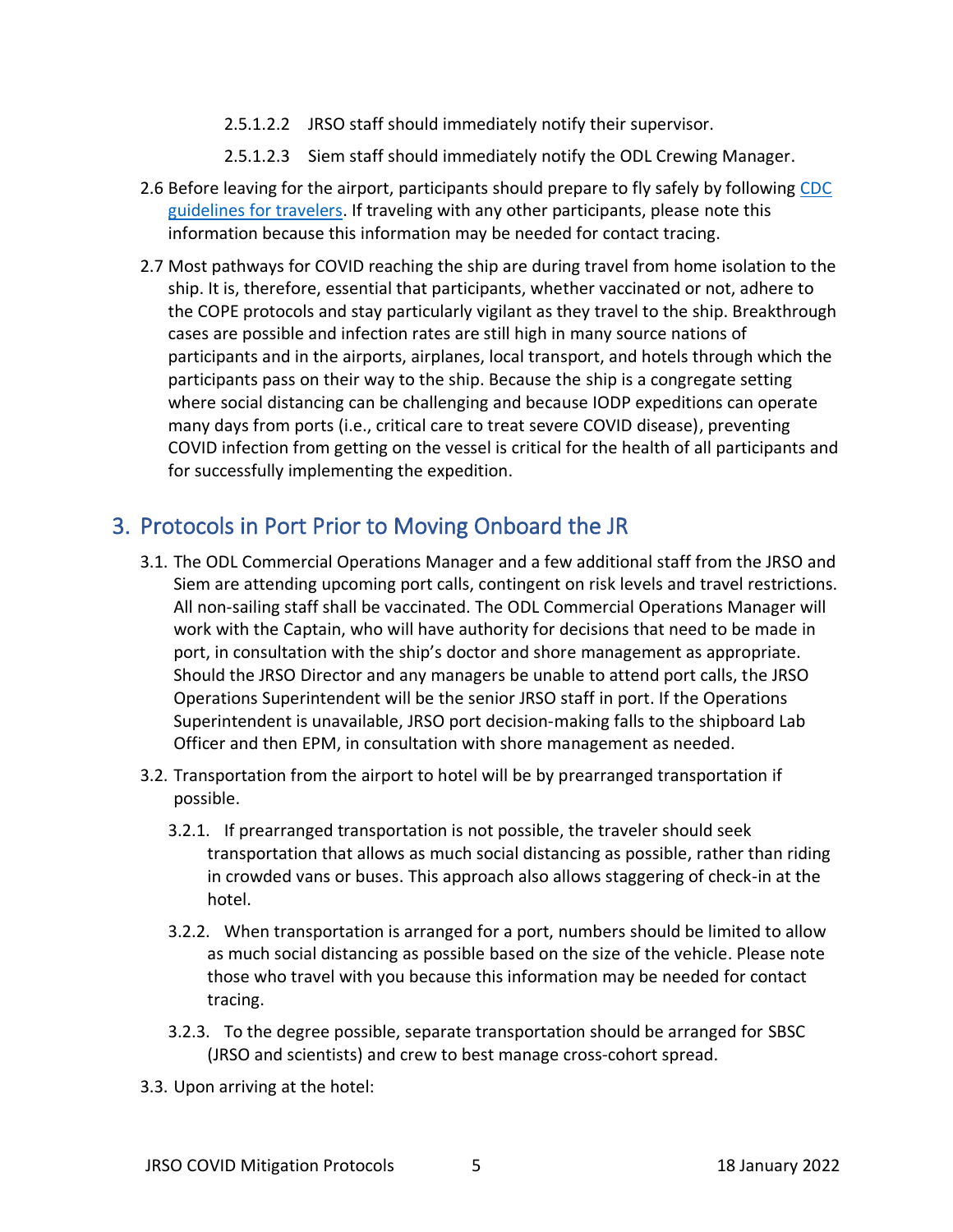2.5.1.2.2 JRSO staff should immediately notify their supervisor.

2.5.1.2.3 Siem staff should immediately notify the ODL Crewing Manager.

2.6 Before leaving for the airport, participants should prepare to fly safely by following [CDC guidelines for travelers](). If traveling with any other participants, please note this information because this information may be needed for contact tracing.

2.7 Most pathways for COVID reaching the ship are during travel from home isolation to the ship. It is, therefore, essential that participants, whether vaccinated or not, adhere to the COPE protocols and stay particularly vigilant as they travel to the ship. Breakthrough cases are possible and infection rates are still high in many source nations of participants and in the airports, airplanes, local transport, and hotels through which the participants pass on their way to the ship. Because the ship is a congregate setting where social distancing can be challenging and because IODP expeditions can operate many days from ports (i.e., critical care to treat severe COVID disease), preventing COVID infection from getting on the vessel is critical for the health of all participants and for successfully implementing the expedition.

## 3. Protocols in Port Prior to Moving Onboard the JR

3.1. The ODL Commercial Operations Manager and a few additional staff from the JRSO and Siem are attending upcoming port calls, contingent on risk levels and travel restrictions. All non-sailing staff shall be vaccinated. The ODL Commercial Operations Manager will work with the Captain, who will have authority for decisions that need to be made in port, in consultation with the ship's doctor and shore management as appropriate. Should the JRSO Director and any managers be unable to attend port calls, the JRSO Operations Superintendent will be the senior JRSO staff in port. If the Operations Superintendent is unavailable, JRSO port decision-making falls to the shipboard Lab Officer and then EPM, in consultation with shore management as needed.

3.2. Transportation from the airport to hotel will be by prearranged transportation if possible.

3.2.1. If prearranged transportation is not possible, the traveler should seek transportation that allows as much social distancing as possible, rather than riding in crowded vans or buses. This approach also allows staggering of check-in at the hotel.

3.2.2. When transportation is arranged for a port, numbers should be limited to allow as much social distancing as possible based on the size of the vehicle. Please note those who travel with you because this information may be needed for contact tracing.

3.2.3. To the degree possible, separate transportation should be arranged for SBSC (JRSO and scientists) and crew to best manage cross-cohort spread.

3.3. Upon arriving at the hotel: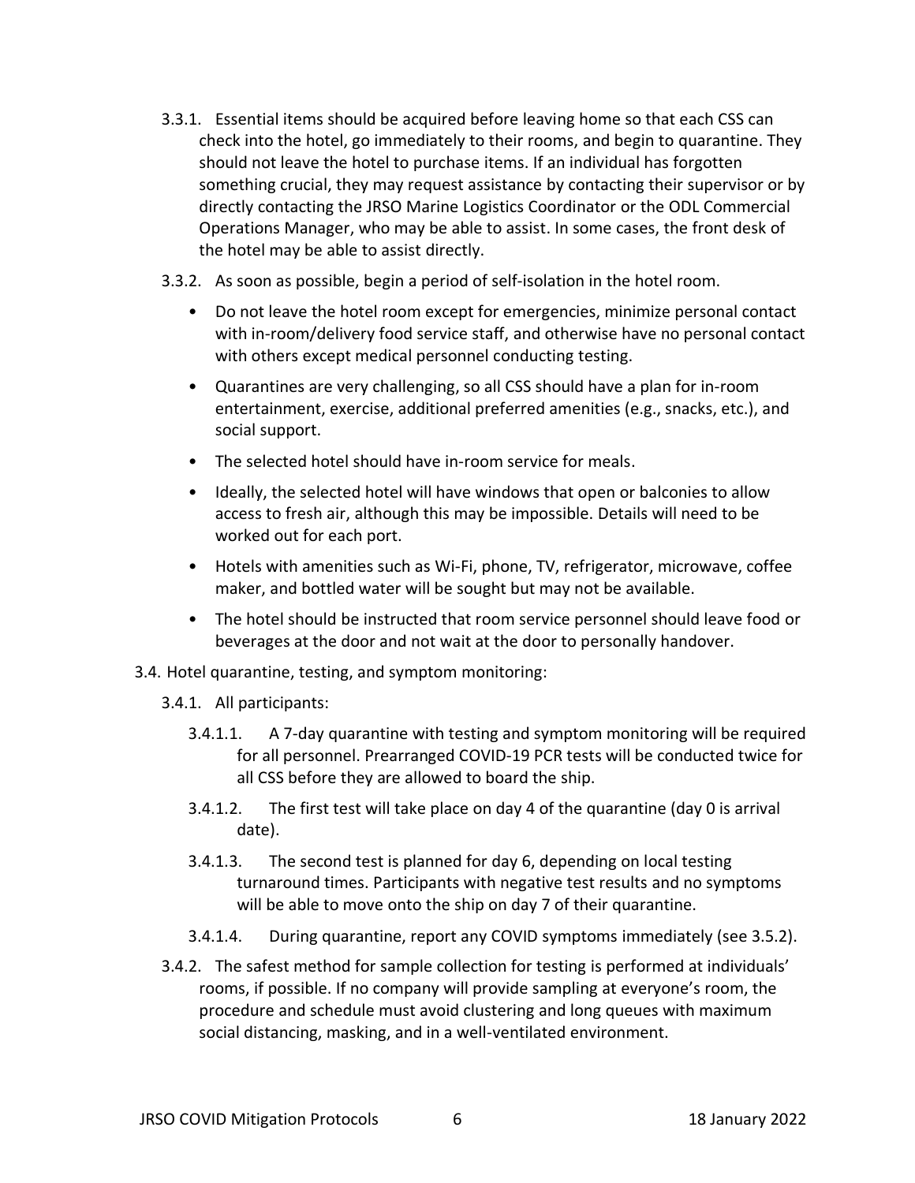3.3.1. Essential items should be acquired before leaving home so that each CSS can check into the hotel, go immediately to their rooms, and begin to quarantine. They should not leave the hotel to purchase items. If an individual has forgotten something crucial, they may request assistance by contacting their supervisor or by directly contacting the JRSO Marine Logistics Coordinator or the ODL Commercial Operations Manager, who may be able to assist. In some cases, the front desk of the hotel may be able to assist directly.

3.3.2. As soon as possible, begin a period of self-isolation in the hotel room.

- Do not leave the hotel room except for emergencies, minimize personal contact with in-room/delivery food service staff, and otherwise have no personal contact with others except medical personnel conducting testing.
- Quarantines are very challenging, so all CSS should have a plan for in-room entertainment, exercise, additional preferred amenities (e.g., snacks, etc.), and social support.
- The selected hotel should have in-room service for meals.
- Ideally, the selected hotel will have windows that open or balconies to allow access to fresh air, although this may be impossible. Details will need to be worked out for each port.
- Hotels with amenities such as Wi-Fi, phone, TV, refrigerator, microwave, coffee maker, and bottled water will be sought but may not be available.
- The hotel should be instructed that room service personnel should leave food or beverages at the door and not wait at the door to personally handover.

3.4. Hotel quarantine, testing, and symptom monitoring:

3.4.1. All participants:

3.4.1.1. A 7-day quarantine with testing and symptom monitoring will be required for all personnel. Prearranged COVID-19 PCR tests will be conducted twice for all CSS before they are allowed to board the ship.

3.4.1.2. The first test will take place on day 4 of the quarantine (day 0 is arrival date).

3.4.1.3. The second test is planned for day 6, depending on local testing turnaround times. Participants with negative test results and no symptoms will be able to move onto the ship on day 7 of their quarantine.

3.4.1.4. During quarantine, report any COVID symptoms immediately (see 3.5.2).

3.4.2. The safest method for sample collection for testing is performed at individuals' rooms, if possible. If no company will provide sampling at everyone's room, the procedure and schedule must avoid clustering and long queues with maximum social distancing, masking, and in a well-ventilated environment.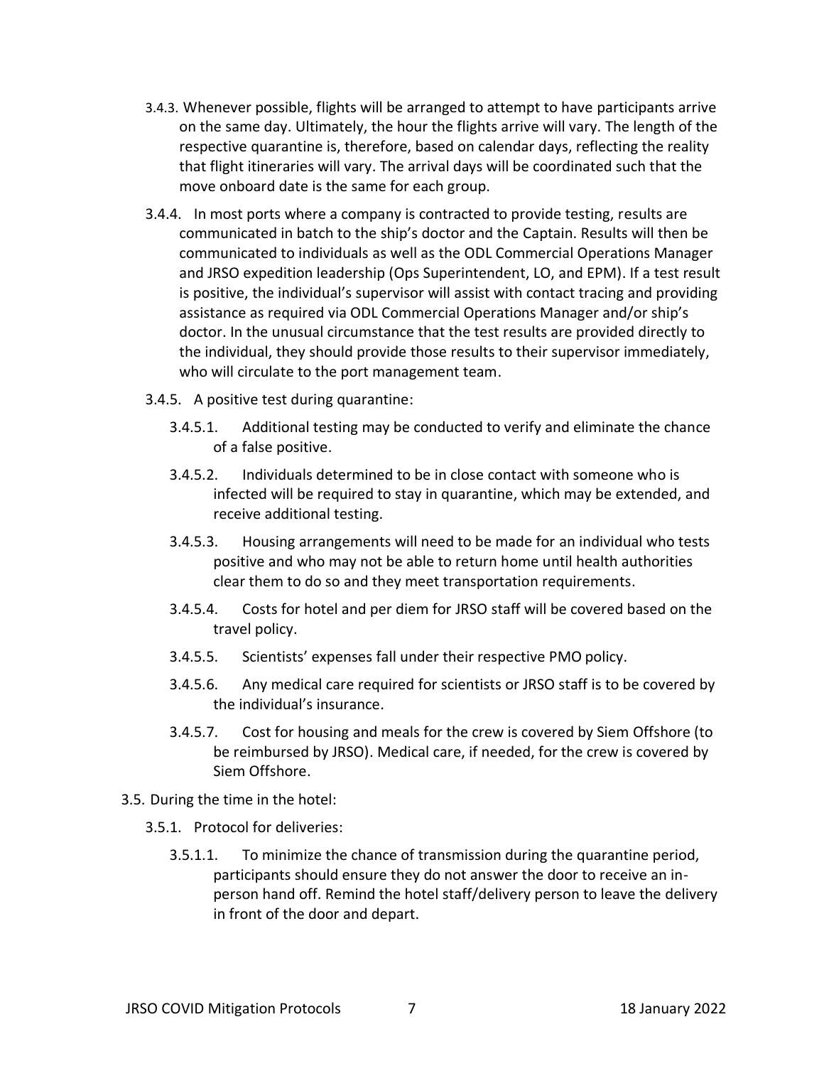3.4.3. Whenever possible, flights will be arranged to attempt to have participants arrive on the same day. Ultimately, the hour the flights arrive will vary. The length of the respective quarantine is, therefore, based on calendar days, reflecting the reality that flight itineraries will vary. The arrival days will be coordinated such that the move onboard date is the same for each group.

3.4.4. In most ports where a company is contracted to provide testing, results are communicated in batch to the ship's doctor and the Captain. Results will then be communicated to individuals as well as the ODL Commercial Operations Manager and JRSO expedition leadership (Ops Superintendent, LO, and EPM). If a test result is positive, the individual's supervisor will assist with contact tracing and providing assistance as required via ODL Commercial Operations Manager and/or ship's doctor. In the unusual circumstance that the test results are provided directly to the individual, they should provide those results to their supervisor immediately, who will circulate to the port management team.

3.4.5. A positive test during quarantine:

3.4.5.1. Additional testing may be conducted to verify and eliminate the chance of a false positive.

3.4.5.2. Individuals determined to be in close contact with someone who is infected will be required to stay in quarantine, which may be extended, and receive additional testing.

3.4.5.3. Housing arrangements will need to be made for an individual who tests positive and who may not be able to return home until health authorities clear them to do so and they meet transportation requirements.

3.4.5.4. Costs for hotel and per diem for JRSO staff will be covered based on the travel policy.

3.4.5.5. Scientists' expenses fall under their respective PMO policy.

3.4.5.6. Any medical care required for scientists or JRSO staff is to be covered by the individual's insurance.

3.4.5.7. Cost for housing and meals for the crew is covered by Siem Offshore (to be reimbursed by JRSO). Medical care, if needed, for the crew is covered by Siem Offshore.

3.5. During the time in the hotel:

3.5.1. Protocol for deliveries:

3.5.1.1. To minimize the chance of transmission during the quarantine period, participants should ensure they do not answer the door to receive an in-person hand off. Remind the hotel staff/delivery person to leave the delivery in front of the door and depart.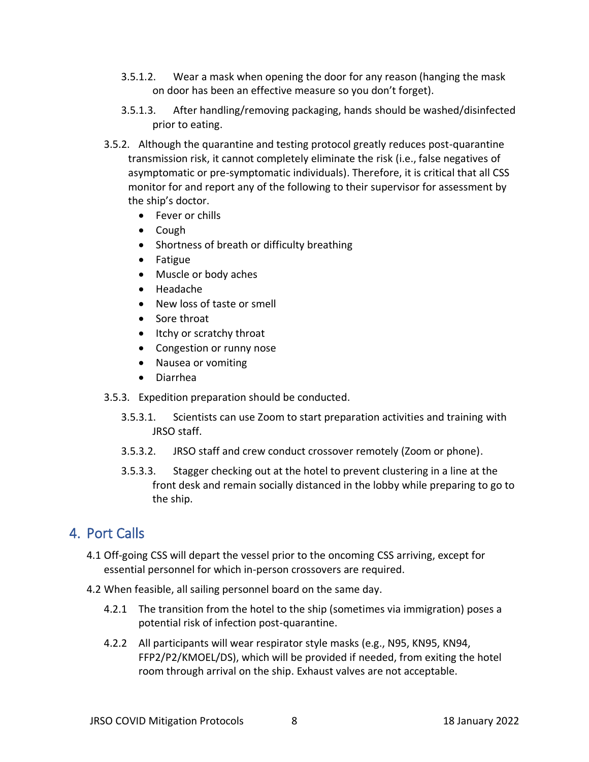3.5.1.2. Wear a mask when opening the door for any reason (hanging the mask on door has been an effective measure so you don't forget).

3.5.1.3. After handling/removing packaging, hands should be washed/disinfected prior to eating.

3.5.2. Although the quarantine and testing protocol greatly reduces post-quarantine transmission risk, it cannot completely eliminate the risk (i.e., false negatives of asymptomatic or pre-symptomatic individuals). Therefore, it is critical that all CSS monitor for and report any of the following to their supervisor for assessment by the ship's doctor.

- Fever or chills
- Cough
- Shortness of breath or difficulty breathing
- Fatigue
- Muscle or body aches
- Headache
- New loss of taste or smell
- Sore throat
- Itchy or scratchy throat
- Congestion or runny nose
- Nausea or vomiting
- Diarrhea

3.5.3. Expedition preparation should be conducted.

3.5.3.1. Scientists can use Zoom to start preparation activities and training with JRSO staff.

3.5.3.2. JRSO staff and crew conduct crossover remotely (Zoom or phone).

3.5.3.3. Stagger checking out at the hotel to prevent clustering in a line at the front desk and remain socially distanced in the lobby while preparing to go to the ship.

# 4. Port Calls

4.1 Off-going CSS will depart the vessel prior to the oncoming CSS arriving, except for essential personnel for which in-person crossovers are required.

4.2 When feasible, all sailing personnel board on the same day.

4.2.1 The transition from the hotel to the ship (sometimes via immigration) poses a potential risk of infection post-quarantine.

4.2.2 All participants will wear respirator style masks (e.g., N95, KN95, KN94, FFP2/P2/KMOEL/DS), which will be provided if needed, from exiting the hotel room through arrival on the ship. Exhaust valves are not acceptable.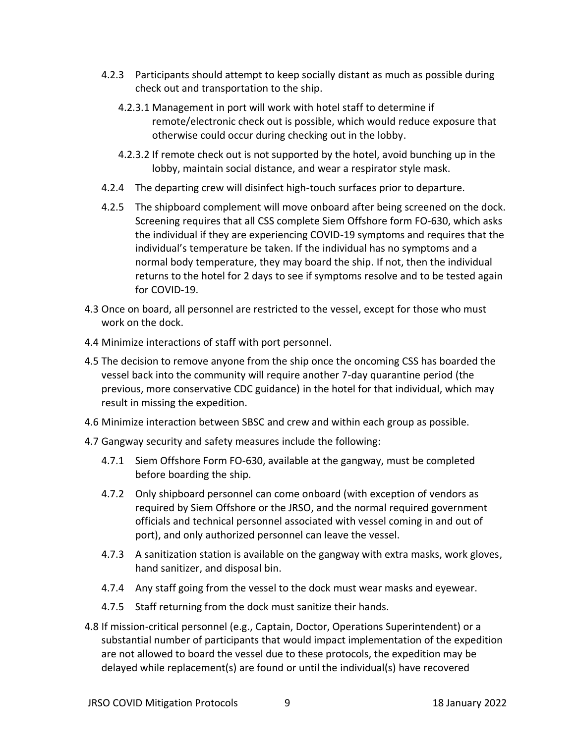4.2.3 Participants should attempt to keep socially distant as much as possible during check out and transportation to the ship.

4.2.3.1 Management in port will work with hotel staff to determine if remote/electronic check out is possible, which would reduce exposure that otherwise could occur during checking out in the lobby.

4.2.3.2 If remote check out is not supported by the hotel, avoid bunching up in the lobby, maintain social distance, and wear a respirator style mask.

4.2.4 The departing crew will disinfect high-touch surfaces prior to departure.

4.2.5 The shipboard complement will move onboard after being screened on the dock. Screening requires that all CSS complete Siem Offshore form FO-630, which asks the individual if they are experiencing COVID-19 symptoms and requires that the individual's temperature be taken. If the individual has no symptoms and a normal body temperature, they may board the ship. If not, then the individual returns to the hotel for 2 days to see if symptoms resolve and to be tested again for COVID-19.

4.3 Once on board, all personnel are restricted to the vessel, except for those who must work on the dock.

4.4 Minimize interactions of staff with port personnel.

4.5 The decision to remove anyone from the ship once the oncoming CSS has boarded the vessel back into the community will require another 7-day quarantine period (the previous, more conservative CDC guidance) in the hotel for that individual, which may result in missing the expedition.

4.6 Minimize interaction between SBSC and crew and within each group as possible.

4.7 Gangway security and safety measures include the following:

4.7.1 Siem Offshore Form FO-630, available at the gangway, must be completed before boarding the ship.

4.7.2 Only shipboard personnel can come onboard (with exception of vendors as required by Siem Offshore or the JRSO, and the normal required government officials and technical personnel associated with vessel coming in and out of port), and only authorized personnel can leave the vessel.

4.7.3 A sanitization station is available on the gangway with extra masks, work gloves, hand sanitizer, and disposal bin.

4.7.4 Any staff going from the vessel to the dock must wear masks and eyewear.

4.7.5 Staff returning from the dock must sanitize their hands.

4.8 If mission-critical personnel (e.g., Captain, Doctor, Operations Superintendent) or a substantial number of participants that would impact implementation of the expedition are not allowed to board the vessel due to these protocols, the expedition may be delayed while replacement(s) are found or until the individual(s) have recovered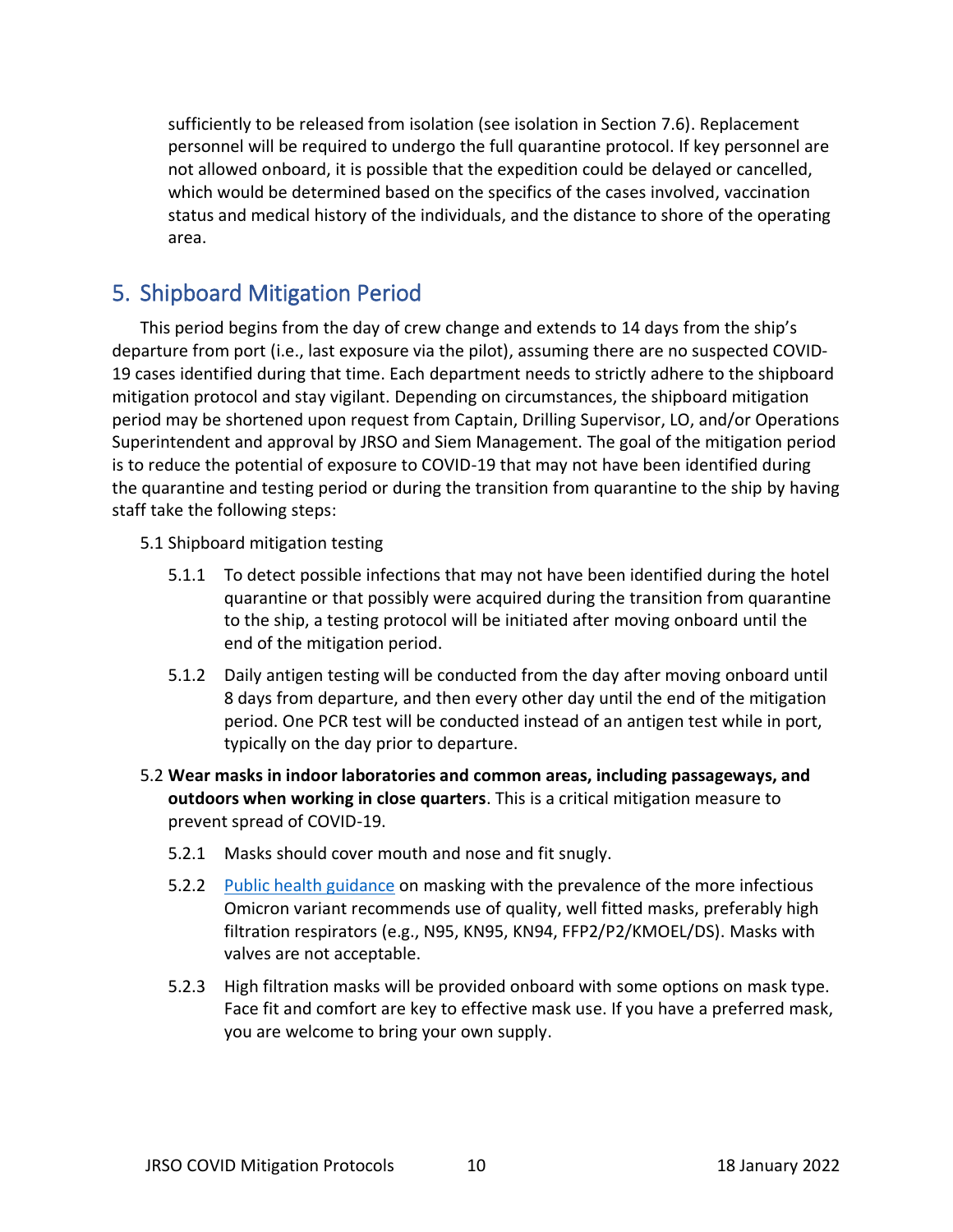sufficiently to be released from isolation (see isolation in Section 7.6). Replacement personnel will be required to undergo the full quarantine protocol. If key personnel are not allowed onboard, it is possible that the expedition could be delayed or cancelled, which would be determined based on the specifics of the cases involved, vaccination status and medical history of the individuals, and the distance to shore of the operating area.

## 5. Shipboard Mitigation Period

This period begins from the day of crew change and extends to 14 days from the ship's departure from port (i.e., last exposure via the pilot), assuming there are no suspected COVID-19 cases identified during that time. Each department needs to strictly adhere to the shipboard mitigation protocol and stay vigilant. Depending on circumstances, the shipboard mitigation period may be shortened upon request from Captain, Drilling Supervisor, LO, and/or Operations Superintendent and approval by JRSO and Siem Management. The goal of the mitigation period is to reduce the potential of exposure to COVID-19 that may not have been identified during the quarantine and testing period or during the transition from quarantine to the ship by having staff take the following steps:

5.1 Shipboard mitigation testing

- 5.1.1 To detect possible infections that may not have been identified during the hotel quarantine or that possibly were acquired during the transition from quarantine to the ship, a testing protocol will be initiated after moving onboard until the end of the mitigation period.
- 5.1.2 Daily antigen testing will be conducted from the day after moving onboard until 8 days from departure, and then every other day until the end of the mitigation period. One PCR test will be conducted instead of an antigen test while in port, typically on the day prior to departure.

5.2 **Wear masks in indoor laboratories and common areas, including passageways, and outdoors when working in close quarters**. This is a critical mitigation measure to prevent spread of COVID-19.

- 5.2.1 Masks should cover mouth and nose and fit snugly.
- 5.2.2 Public health guidance on masking with the prevalence of the more infectious Omicron variant recommends use of quality, well fitted masks, preferably high filtration respirators (e.g., N95, KN95, KN94, FFP2/P2/KMOEL/DS). Masks with valves are not acceptable.
- 5.2.3 High filtration masks will be provided onboard with some options on mask type. Face fit and comfort are key to effective mask use. If you have a preferred mask, you are welcome to bring your own supply.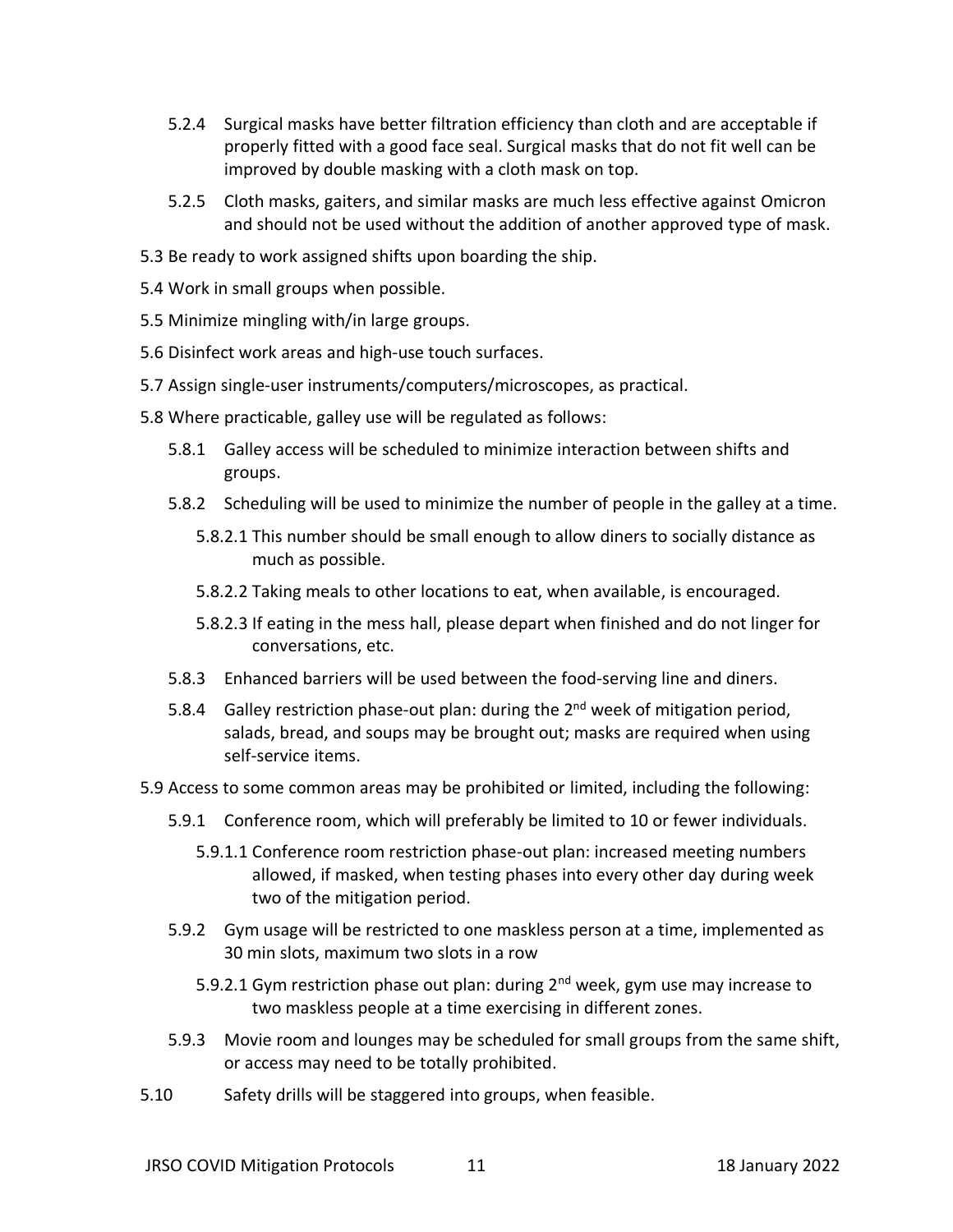- 5.2.4 Surgical masks have better filtration efficiency than cloth and are acceptable if properly fitted with a good face seal. Surgical masks that do not fit well can be improved by double masking with a cloth mask on top.
- 5.2.5 Cloth masks, gaiters, and similar masks are much less effective against Omicron and should not be used without the addition of another approved type of mask.

5.3 Be ready to work assigned shifts upon boarding the ship.

5.4 Work in small groups when possible.

5.5 Minimize mingling with/in large groups.

5.6 Disinfect work areas and high-use touch surfaces.

5.7 Assign single-user instruments/computers/microscopes, as practical.

5.8 Where practicable, galley use will be regulated as follows:

- 5.8.1 Galley access will be scheduled to minimize interaction between shifts and groups.
- 5.8.2 Scheduling will be used to minimize the number of people in the galley at a time.
  - 5.8.2.1 This number should be small enough to allow diners to socially distance as much as possible.
  - 5.8.2.2 Taking meals to other locations to eat, when available, is encouraged.
  - 5.8.2.3 If eating in the mess hall, please depart when finished and do not linger for conversations, etc.
- 5.8.3 Enhanced barriers will be used between the food-serving line and diners.
- 5.8.4 Galley restriction phase-out plan: during the 2nd week of mitigation period, salads, bread, and soups may be brought out; masks are required when using self-service items.

5.9 Access to some common areas may be prohibited or limited, including the following:

- 5.9.1 Conference room, which will preferably be limited to 10 or fewer individuals.
  - 5.9.1.1 Conference room restriction phase-out plan: increased meeting numbers allowed, if masked, when testing phases into every other day during week two of the mitigation period.
- 5.9.2 Gym usage will be restricted to one maskless person at a time, implemented as 30 min slots, maximum two slots in a row
  - 5.9.2.1 Gym restriction phase out plan: during 2nd week, gym use may increase to two maskless people at a time exercising in different zones.
- 5.9.3 Movie room and lounges may be scheduled for small groups from the same shift, or access may need to be totally prohibited.

5.10 Safety drills will be staggered into groups, when feasible.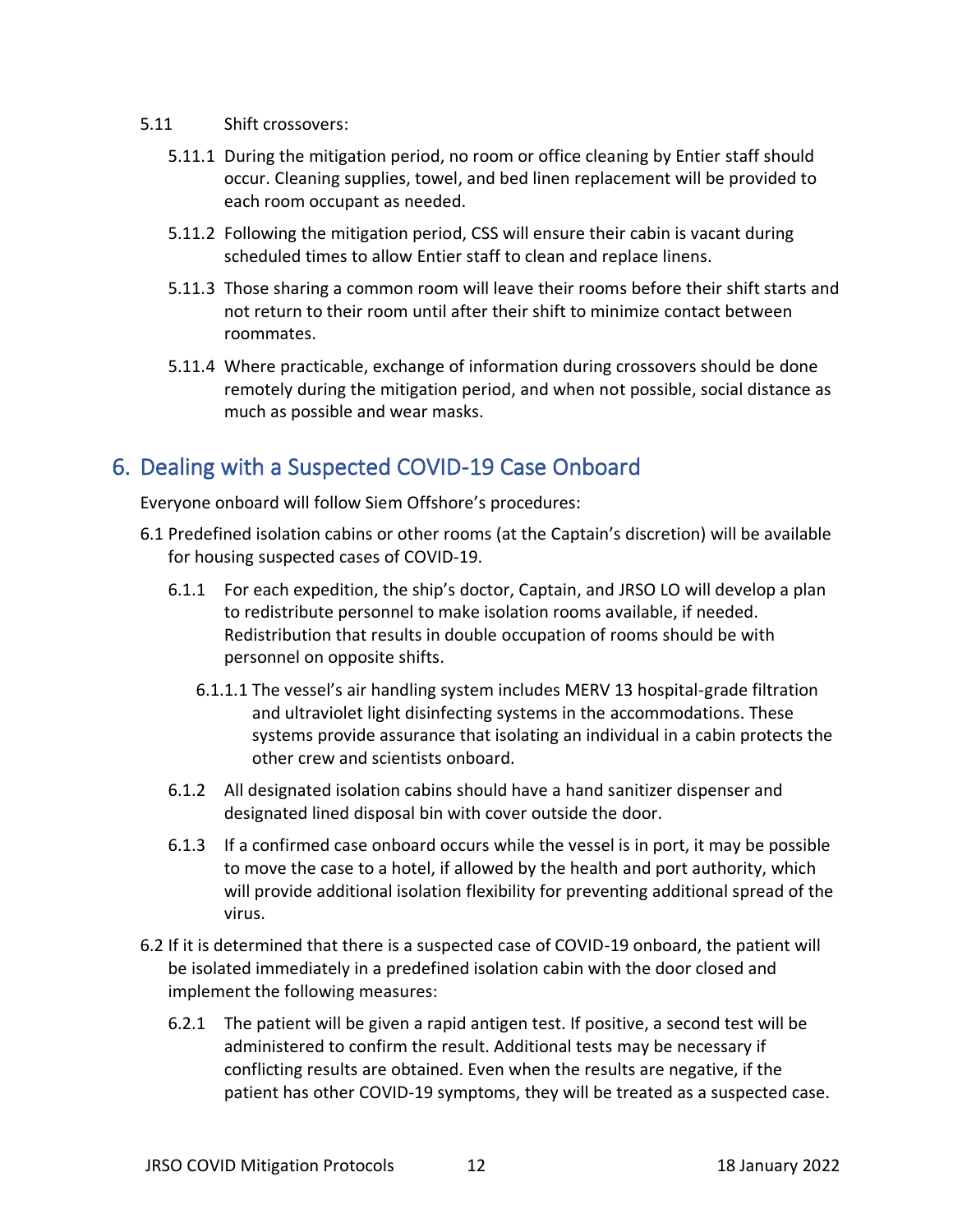5.11 Shift crossovers:

5.11.1 During the mitigation period, no room or office cleaning by Entier staff should occur. Cleaning supplies, towel, and bed linen replacement will be provided to each room occupant as needed.

5.11.2 Following the mitigation period, CSS will ensure their cabin is vacant during scheduled times to allow Entier staff to clean and replace linens.

5.11.3 Those sharing a common room will leave their rooms before their shift starts and not return to their room until after their shift to minimize contact between roommates.

5.11.4 Where practicable, exchange of information during crossovers should be done remotely during the mitigation period, and when not possible, social distance as much as possible and wear masks.

## 6. Dealing with a Suspected COVID-19 Case Onboard

Everyone onboard will follow Siem Offshore's procedures:

6.1 Predefined isolation cabins or other rooms (at the Captain's discretion) will be available for housing suspected cases of COVID-19.

6.1.1 For each expedition, the ship's doctor, Captain, and JRSO LO will develop a plan to redistribute personnel to make isolation rooms available, if needed. Redistribution that results in double occupation of rooms should be with personnel on opposite shifts.

6.1.1.1 The vessel's air handling system includes MERV 13 hospital-grade filtration and ultraviolet light disinfecting systems in the accommodations. These systems provide assurance that isolating an individual in a cabin protects the other crew and scientists onboard.

6.1.2 All designated isolation cabins should have a hand sanitizer dispenser and designated lined disposal bin with cover outside the door.

6.1.3 If a confirmed case onboard occurs while the vessel is in port, it may be possible to move the case to a hotel, if allowed by the health and port authority, which will provide additional isolation flexibility for preventing additional spread of the virus.

6.2 If it is determined that there is a suspected case of COVID-19 onboard, the patient will be isolated immediately in a predefined isolation cabin with the door closed and implement the following measures:

6.2.1 The patient will be given a rapid antigen test. If positive, a second test will be administered to confirm the result. Additional tests may be necessary if conflicting results are obtained. Even when the results are negative, if the patient has other COVID-19 symptoms, they will be treated as a suspected case.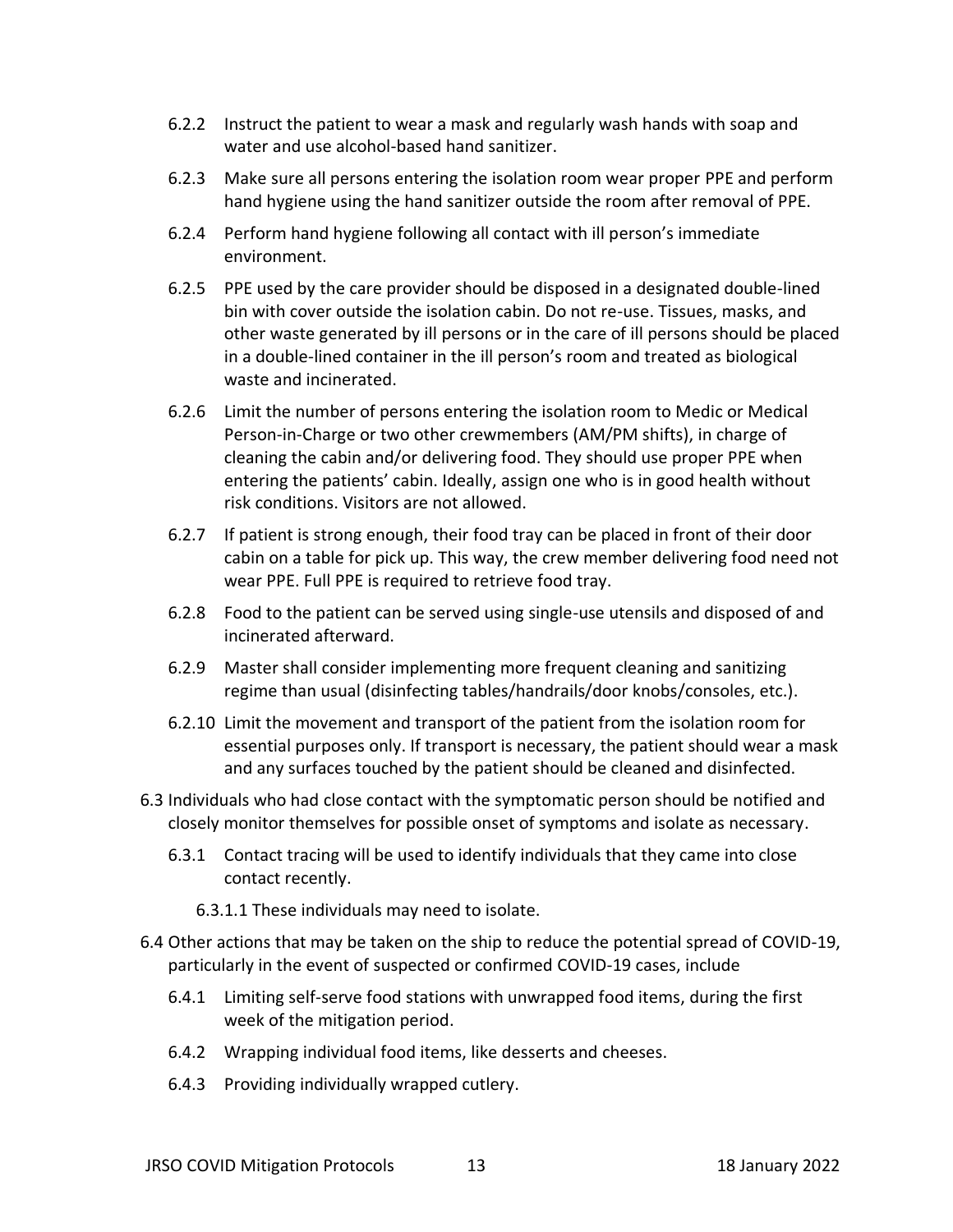6.2.2 Instruct the patient to wear a mask and regularly wash hands with soap and water and use alcohol-based hand sanitizer.

6.2.3 Make sure all persons entering the isolation room wear proper PPE and perform hand hygiene using the hand sanitizer outside the room after removal of PPE.

6.2.4 Perform hand hygiene following all contact with ill person's immediate environment.

6.2.5 PPE used by the care provider should be disposed in a designated double-lined bin with cover outside the isolation cabin. Do not re-use. Tissues, masks, and other waste generated by ill persons or in the care of ill persons should be placed in a double-lined container in the ill person's room and treated as biological waste and incinerated.

6.2.6 Limit the number of persons entering the isolation room to Medic or Medical Person-in-Charge or two other crewmembers (AM/PM shifts), in charge of cleaning the cabin and/or delivering food. They should use proper PPE when entering the patients' cabin. Ideally, assign one who is in good health without risk conditions. Visitors are not allowed.

6.2.7 If patient is strong enough, their food tray can be placed in front of their door cabin on a table for pick up. This way, the crew member delivering food need not wear PPE. Full PPE is required to retrieve food tray.

6.2.8 Food to the patient can be served using single-use utensils and disposed of and incinerated afterward.

6.2.9 Master shall consider implementing more frequent cleaning and sanitizing regime than usual (disinfecting tables/handrails/door knobs/consoles, etc.).

6.2.10 Limit the movement and transport of the patient from the isolation room for essential purposes only. If transport is necessary, the patient should wear a mask and any surfaces touched by the patient should be cleaned and disinfected.

6.3 Individuals who had close contact with the symptomatic person should be notified and closely monitor themselves for possible onset of symptoms and isolate as necessary.

6.3.1 Contact tracing will be used to identify individuals that they came into close contact recently.

6.3.1.1 These individuals may need to isolate.

6.4 Other actions that may be taken on the ship to reduce the potential spread of COVID-19, particularly in the event of suspected or confirmed COVID-19 cases, include

6.4.1 Limiting self-serve food stations with unwrapped food items, during the first week of the mitigation period.

6.4.2 Wrapping individual food items, like desserts and cheeses.

6.4.3 Providing individually wrapped cutlery.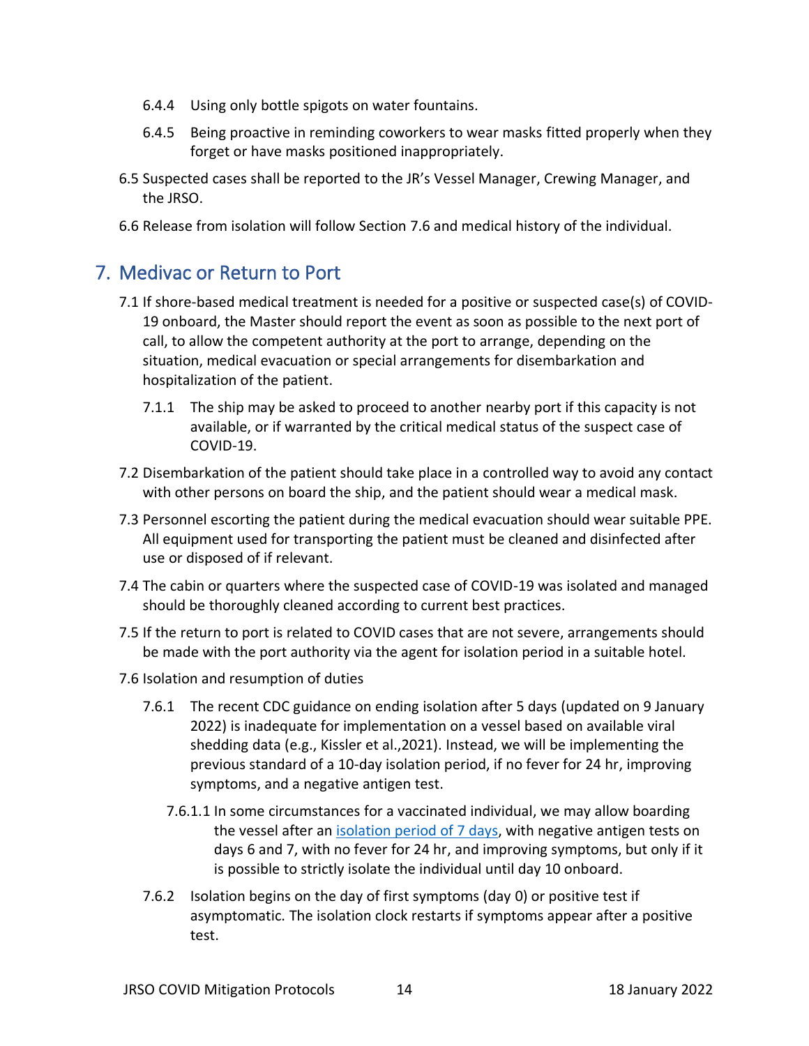6.4.4 Using only bottle spigots on water fountains.

6.4.5 Being proactive in reminding coworkers to wear masks fitted properly when they forget or have masks positioned inappropriately.

6.5 Suspected cases shall be reported to the JR's Vessel Manager, Crewing Manager, and the JRSO.

6.6 Release from isolation will follow Section 7.6 and medical history of the individual.

## 7. Medivac or Return to Port

7.1 If shore-based medical treatment is needed for a positive or suspected case(s) of COVID-19 onboard, the Master should report the event as soon as possible to the next port of call, to allow the competent authority at the port to arrange, depending on the situation, medical evacuation or special arrangements for disembarkation and hospitalization of the patient.

7.1.1 The ship may be asked to proceed to another nearby port if this capacity is not available, or if warranted by the critical medical status of the suspect case of COVID-19.

7.2 Disembarkation of the patient should take place in a controlled way to avoid any contact with other persons on board the ship, and the patient should wear a medical mask.

7.3 Personnel escorting the patient during the medical evacuation should wear suitable PPE. All equipment used for transporting the patient must be cleaned and disinfected after use or disposed of if relevant.

7.4 The cabin or quarters where the suspected case of COVID-19 was isolated and managed should be thoroughly cleaned according to current best practices.

7.5 If the return to port is related to COVID cases that are not severe, arrangements should be made with the port authority via the agent for isolation period in a suitable hotel.

7.6 Isolation and resumption of duties

7.6.1 The recent CDC guidance on ending isolation after 5 days (updated on 9 January 2022) is inadequate for implementation on a vessel based on available viral shedding data (e.g., Kissler et al.,2021). Instead, we will be implementing the previous standard of a 10-day isolation period, if no fever for 24 hr, improving symptoms, and a negative antigen test.

7.6.1.1 In some circumstances for a vaccinated individual, we may allow boarding the vessel after an isolation period of 7 days, with negative antigen tests on days 6 and 7, with no fever for 24 hr, and improving symptoms, but only if it is possible to strictly isolate the individual until day 10 onboard.

7.6.2 Isolation begins on the day of first symptoms (day 0) or positive test if asymptomatic. The isolation clock restarts if symptoms appear after a positive test.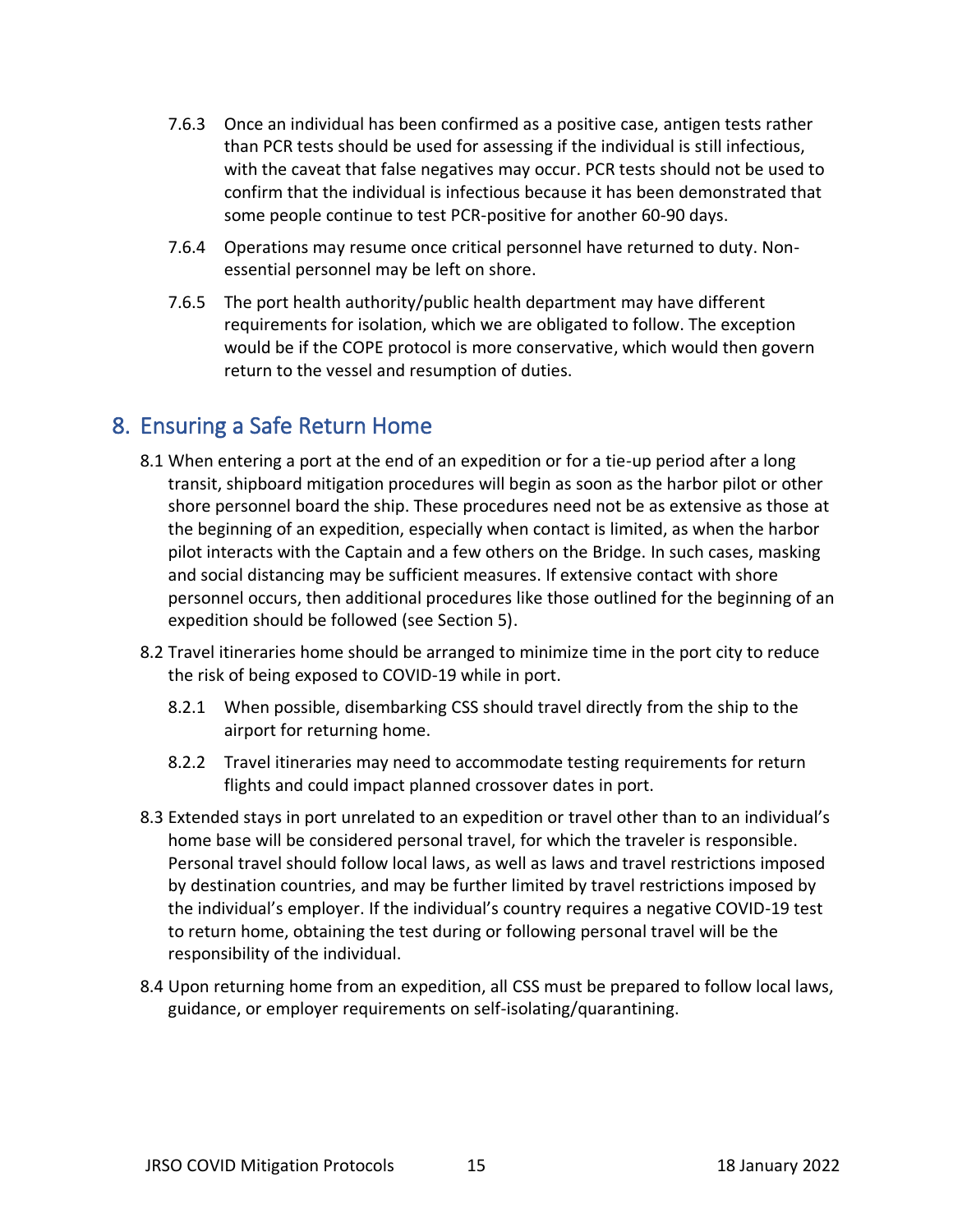7.6.3 Once an individual has been confirmed as a positive case, antigen tests rather than PCR tests should be used for assessing if the individual is still infectious, with the caveat that false negatives may occur. PCR tests should not be used to confirm that the individual is infectious because it has been demonstrated that some people continue to test PCR-positive for another 60-90 days.

7.6.4 Operations may resume once critical personnel have returned to duty. Non-essential personnel may be left on shore.

7.6.5 The port health authority/public health department may have different requirements for isolation, which we are obligated to follow. The exception would be if the COPE protocol is more conservative, which would then govern return to the vessel and resumption of duties.

## 8. Ensuring a Safe Return Home

8.1 When entering a port at the end of an expedition or for a tie-up period after a long transit, shipboard mitigation procedures will begin as soon as the harbor pilot or other shore personnel board the ship. These procedures need not be as extensive as those at the beginning of an expedition, especially when contact is limited, as when the harbor pilot interacts with the Captain and a few others on the Bridge. In such cases, masking and social distancing may be sufficient measures. If extensive contact with shore personnel occurs, then additional procedures like those outlined for the beginning of an expedition should be followed (see Section 5).

8.2 Travel itineraries home should be arranged to minimize time in the port city to reduce the risk of being exposed to COVID-19 while in port.

8.2.1 When possible, disembarking CSS should travel directly from the ship to the airport for returning home.

8.2.2 Travel itineraries may need to accommodate testing requirements for return flights and could impact planned crossover dates in port.

8.3 Extended stays in port unrelated to an expedition or travel other than to an individual's home base will be considered personal travel, for which the traveler is responsible. Personal travel should follow local laws, as well as laws and travel restrictions imposed by destination countries, and may be further limited by travel restrictions imposed by the individual's employer. If the individual's country requires a negative COVID-19 test to return home, obtaining the test during or following personal travel will be the responsibility of the individual.

8.4 Upon returning home from an expedition, all CSS must be prepared to follow local laws, guidance, or employer requirements on self-isolating/quarantining.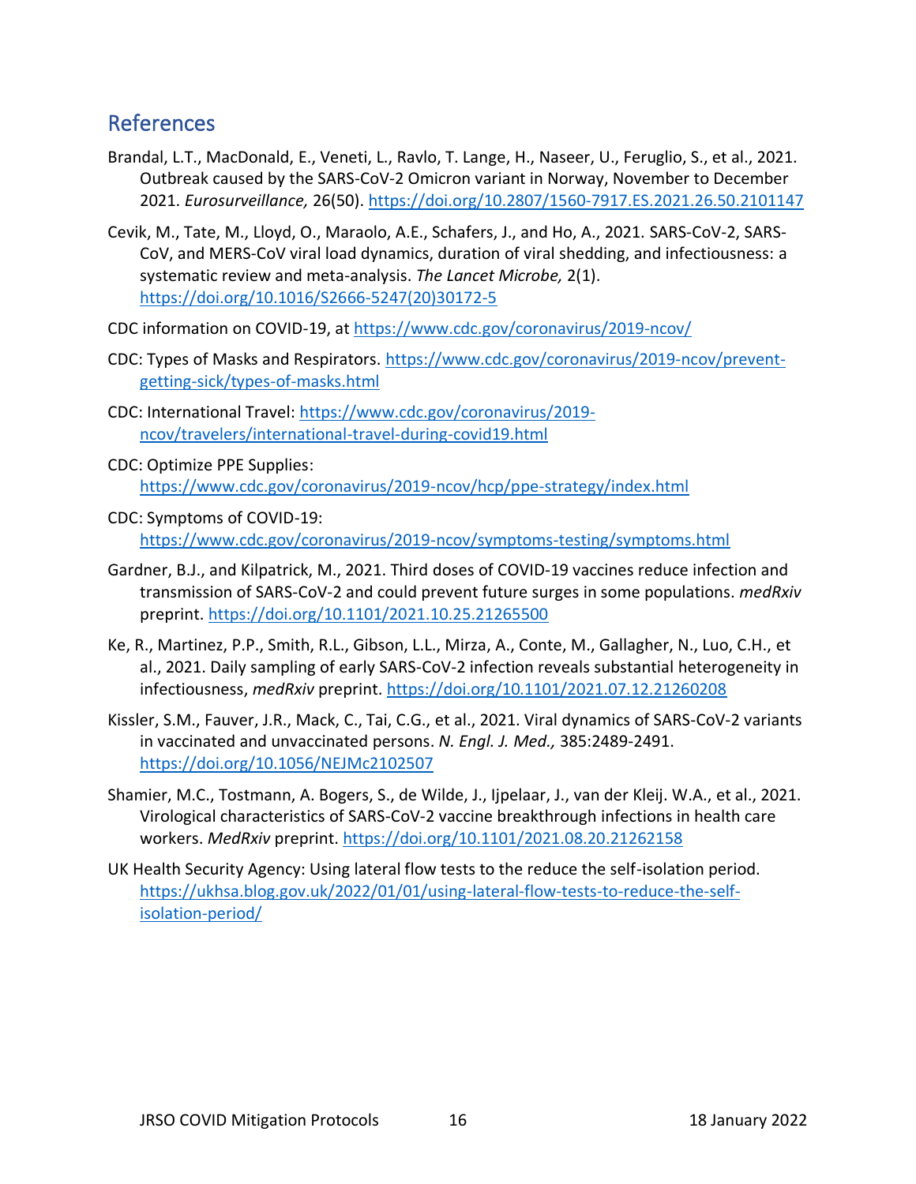## References

Brandal, L.T., MacDonald, E., Veneti, L., Ravlo, T. Lange, H., Naseer, U., Feruglio, S., et al., 2021. Outbreak caused by the SARS-CoV-2 Omicron variant in Norway, November to December 2021. *Eurosurveillance,* 26(50). https://doi.org/10.2807/1560-7917.ES.2021.26.50.2101147

Cevik, M., Tate, M., Lloyd, O., Maraolo, A.E., Schafers, J., and Ho, A., 2021. SARS-CoV-2, SARS-CoV, and MERS-CoV viral load dynamics, duration of viral shedding, and infectiousness: a systematic review and meta-analysis. *The Lancet Microbe,* 2(1). https://doi.org/10.1016/S2666-5247(20)30172-5

CDC information on COVID-19, at https://www.cdc.gov/coronavirus/2019-ncov/

CDC: Types of Masks and Respirators. https://www.cdc.gov/coronavirus/2019-ncov/prevent-getting-sick/types-of-masks.html

CDC: International Travel: https://www.cdc.gov/coronavirus/2019-ncov/travelers/international-travel-during-covid19.html

CDC: Optimize PPE Supplies: https://www.cdc.gov/coronavirus/2019-ncov/hcp/ppe-strategy/index.html

CDC: Symptoms of COVID-19: https://www.cdc.gov/coronavirus/2019-ncov/symptoms-testing/symptoms.html

Gardner, B.J., and Kilpatrick, M., 2021. Third doses of COVID-19 vaccines reduce infection and transmission of SARS-CoV-2 and could prevent future surges in some populations. *medRxiv* preprint. https://doi.org/10.1101/2021.10.25.21265500

Ke, R., Martinez, P.P., Smith, R.L., Gibson, L.L., Mirza, A., Conte, M., Gallagher, N., Luo, C.H., et al., 2021. Daily sampling of early SARS-CoV-2 infection reveals substantial heterogeneity in infectiousness, *medRxiv* preprint. https://doi.org/10.1101/2021.07.12.21260208

Kissler, S.M., Fauver, J.R., Mack, C., Tai, C.G., et al., 2021. Viral dynamics of SARS-CoV-2 variants in vaccinated and unvaccinated persons. *N. Engl. J. Med.,* 385:2489-2491. https://doi.org/10.1056/NEJMc2102507

Shamier, M.C., Tostmann, A. Bogers, S., de Wilde, J., Ijpelaar, J., van der Kleij. W.A., et al., 2021. Virological characteristics of SARS-CoV-2 vaccine breakthrough infections in health care workers. *MedRxiv* preprint. https://doi.org/10.1101/2021.08.20.21262158

UK Health Security Agency: Using lateral flow tests to the reduce the self-isolation period. https://ukhsa.blog.gov.uk/2022/01/01/using-lateral-flow-tests-to-reduce-the-self-isolation-period/